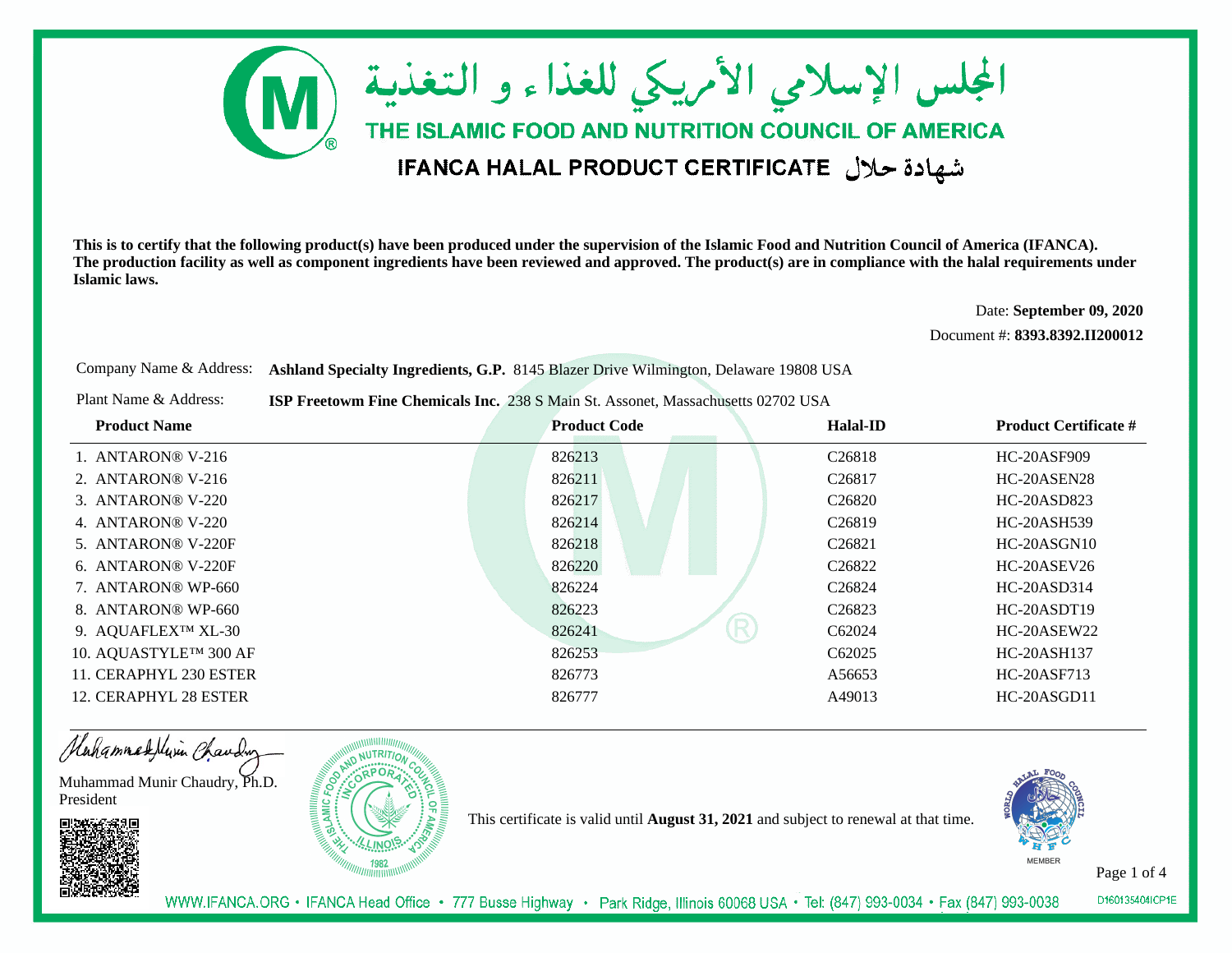# المجلس الإسلامي الأمريكي للغذاء و التغذية

## THE ISLAMIC FOOD AND NUTRITION COUNCIL OF AMERICA

### IFANCA HALAL PRODUCT CERTIFICATE شهادة حلال

**This is to certify that the following product(s) have been produced under the supervision of the Islamic Food and Nutrition Council of America (IFANCA). The production facility as well as component ingredients have been reviewed and approved. The product(s) are in compliance with the halal requirements under Islamic laws.**

Date: **September 09, 2020**

Document #: **8393.8392.II200012**

Company Name & Address: **Ashland Specialty Ingredients, G.P.** 8145 Blazer Drive Wilmington, Delaware 19808 USA

Plant Name & Address: **ISP Freetowm Fine Chemicals Inc.** 238 S Main St. Assonet, Massachusetts 02702 USA

| Product Name | Product Code | Halal-ID | Product Certificate # |
|---|---|---|---|
| 1. ANTARON® V-216 | 826213 | C26818 | HC-20ASF909 |
| 2. ANTARON® V-216 | 826211 | C26817 | HC-20ASEN28 |
| 3. ANTARON® V-220 | 826217 | C26820 | HC-20ASD823 |
| 4. ANTARON® V-220 | 826214 | C26819 | HC-20ASH539 |
| 5. ANTARON® V-220F | 826218 | C26821 | HC-20ASGN10 |
| 6. ANTARON® V-220F | 826220 | C26822 | HC-20ASEV26 |
| 7. ANTARON® WP-660 | 826224 | C26824 | HC-20ASD314 |
| 8. ANTARON® WP-660 | 826223 | C26823 | HC-20ASDT19 |
| 9. AQUAFLEX™ XL-30 | 826241 | C62024 | HC-20ASEW22 |
| 10. AQUASTYLE™ 300 AF | 826253 | C62025 | HC-20ASH137 |
| 11. CERAPHYL 230 ESTER | 826773 | A56653 | HC-20ASF713 |
| 12. CERAPHYL 28 ESTER | 826777 | A49013 | HC-20ASGD11 |

Muhammad Munir Chaudry, Ph.D.
President

This certificate is valid until **August 31, 2021** and subject to renewal at that time.

MEMBER

WWW.IFANCA.ORG • IFANCA Head Office • 777 Busse Highway • Park Ridge, Illinois 60068 USA • Tel: (847) 993-0034 • Fax (847) 993-0038

D160135404ICP1E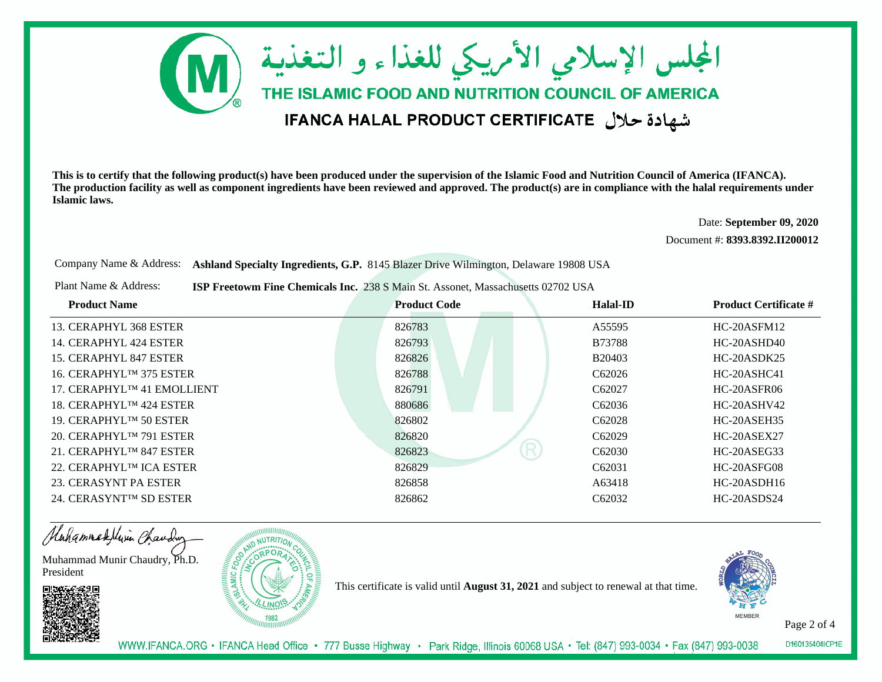# المجلس الإسلامي الأمريكي للغذاء و التغذية

## THE ISLAMIC FOOD AND NUTRITION COUNCIL OF AMERICA

### IFANCA HALAL PRODUCT CERTIFICATE شهادة حلال

**This is to certify that the following product(s) have been produced under the supervision of the Islamic Food and Nutrition Council of America (IFANCA). The production facility as well as component ingredients have been reviewed and approved. The product(s) are in compliance with the halal requirements under Islamic laws.**

Date: **September 09, 2020**

Document #: **8393.8392.II200012**

Company Name & Address: **Ashland Specialty Ingredients, G.P.** 8145 Blazer Drive Wilmington, Delaware 19808 USA

Plant Name & Address: **ISP Freetowm Fine Chemicals Inc.** 238 S Main St. Assonet, Massachusetts 02702 USA

| Product Name | Product Code | Halal-ID | Product Certificate # |
|---|---|---|---|
| 13. CERAPHYL 368 ESTER | 826783 | A55595 | HC-20ASFM12 |
| 14. CERAPHYL 424 ESTER | 826793 | B73788 | HC-20ASHD40 |
| 15. CERAPHYL 847 ESTER | 826826 | B20403 | HC-20ASDK25 |
| 16. CERAPHYL™ 375 ESTER | 826788 | C62026 | HC-20ASHC41 |
| 17. CERAPHYL™ 41 EMOLLIENT | 826791 | C62027 | HC-20ASFR06 |
| 18. CERAPHYL™ 424 ESTER | 880686 | C62036 | HC-20ASHV42 |
| 19. CERAPHYL™ 50 ESTER | 826802 | C62028 | HC-20ASEH35 |
| 20. CERAPHYL™ 791 ESTER | 826820 | C62029 | HC-20ASEX27 |
| 21. CERAPHYL™ 847 ESTER | 826823 | C62030 | HC-20ASEG33 |
| 22. CERAPHYL™ ICA ESTER | 826829 | C62031 | HC-20ASFG08 |
| 23. CERASYNT PA ESTER | 826858 | A63418 | HC-20ASDH16 |
| 24. CERASYNT™ SD ESTER | 826862 | C62032 | HC-20ASDS24 |

Muhammad Munir Chaudry, Ph.D.
President

This certificate is valid until **August 31, 2021** and subject to renewal at that time.

MEMBER

WWW.IFANCA.ORG • IFANCA Head Office • 777 Busse Highway • Park Ridge, Illinois 60068 USA • Tel: (847) 993-0034 • Fax (847) 993-0038

D160135404ICP1E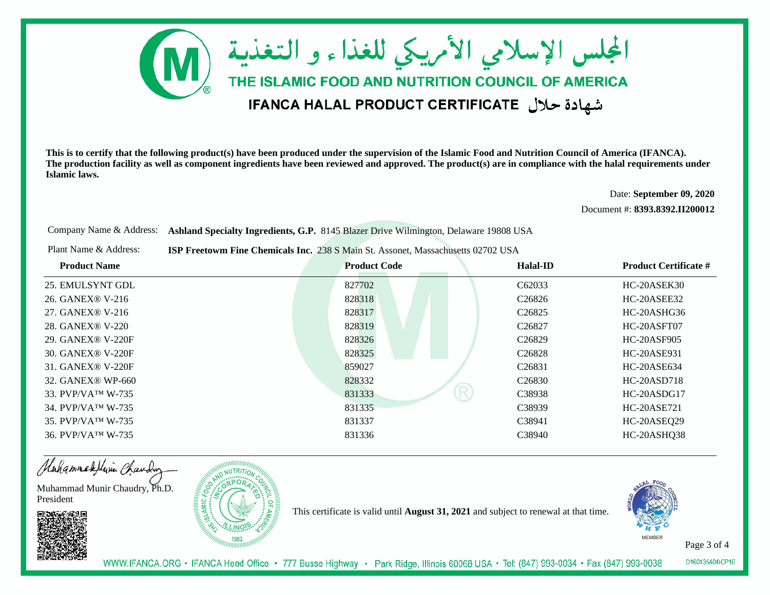# المجلس الإسلامي الأمريكي للغذاء و التغذية

## THE ISLAMIC FOOD AND NUTRITION COUNCIL OF AMERICA

## IFANCA HALAL PRODUCT CERTIFICATE شهادة حلال

**This is to certify that the following product(s) have been produced under the supervision of the Islamic Food and Nutrition Council of America (IFANCA). The production facility as well as component ingredients have been reviewed and approved. The product(s) are in compliance with the halal requirements under Islamic laws.**

Date: **September 09, 2020**

Document #: **8393.8392.II200012**

Company Name & Address: **Ashland Specialty Ingredients, G.P.** 8145 Blazer Drive Wilmington, Delaware 19808 USA

Plant Name & Address: **ISP Freetowm Fine Chemicals Inc.** 238 S Main St. Assonet, Massachusetts 02702 USA

| Product Name | Product Code | Halal-ID | Product Certificate # |
|---|---|---|---|
| 25. EMULSYNT GDL | 827702 | C62033 | HC-20ASEK30 |
| 26. GANEX® V-216 | 828318 | C26826 | HC-20ASEE32 |
| 27. GANEX® V-216 | 828317 | C26825 | HC-20ASHG36 |
| 28. GANEX® V-220 | 828319 | C26827 | HC-20ASFT07 |
| 29. GANEX® V-220F | 828326 | C26829 | HC-20ASF905 |
| 30. GANEX® V-220F | 828325 | C26828 | HC-20ASE931 |
| 31. GANEX® V-220F | 859027 | C26831 | HC-20ASE634 |
| 32. GANEX® WP-660 | 828332 | C26830 | HC-20ASD718 |
| 33. PVP/VA™ W-735 | 831333 | C38938 | HC-20ASDG17 |
| 34. PVP/VA™ W-735 | 831335 | C38939 | HC-20ASE721 |
| 35. PVP/VA™ W-735 | 831337 | C38941 | HC-20ASEQ29 |
| 36. PVP/VA™ W-735 | 831336 | C38940 | HC-20ASHQ38 |

Muhammad Munir Chaudry, Ph.D.
President

This certificate is valid until **August 31, 2021** and subject to renewal at that time.

WWW.IFANCA.ORG • IFANCA Head Office • 777 Busse Highway • Park Ridge, Illinois 60068 USA • Tel: (847) 993-0034 • Fax (847) 993-0038

D160135404ICP1E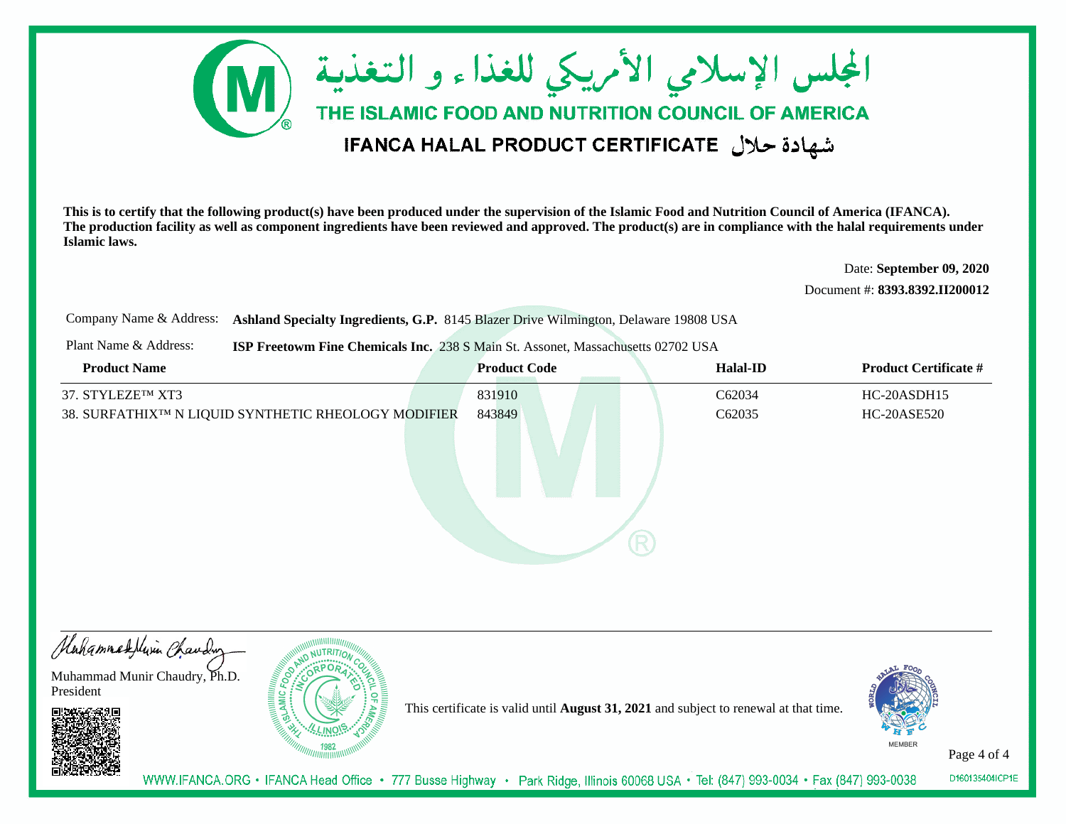المجلس الإسلامي الأمريكي للغذاء و التغذية

# THE ISLAMIC FOOD AND NUTRITION COUNCIL OF AMERICA

## IFANCA HALAL PRODUCT CERTIFICATE شهادة حلال

**This is to certify that the following product(s) have been produced under the supervision of the Islamic Food and Nutrition Council of America (IFANCA). The production facility as well as component ingredients have been reviewed and approved. The product(s) are in compliance with the halal requirements under Islamic laws.**

Date: **September 09, 2020**

Document #: **8393.8392.II200012**

Company Name & Address: **Ashland Specialty Ingredients, G.P.** 8145 Blazer Drive Wilmington, Delaware 19808 USA

Plant Name & Address: **ISP Freetowm Fine Chemicals Inc.** 238 S Main St. Assonet, Massachusetts 02702 USA

| Product Name | Product Code | Halal-ID | Product Certificate # |
|---|---|---|---|
| 37. STYLEZE™ XT3 | 831910 | C62034 | HC-20ASDH15 |
| 38. SURFATHIX™ N LIQUID SYNTHETIC RHEOLOGY MODIFIER | 843849 | C62035 | HC-20ASE520 |

Muhammad Munir Chaudry, Ph.D.
President

This certificate is valid until **August 31, 2021** and subject to renewal at that time.

MEMBER

WWW.IFANCA.ORG • IFANCA Head Office • 777 Busse Highway • Park Ridge, Illinois 60068 USA • Tel: (847) 993-0034 • Fax (847) 993-0038

D160135404ICP1E